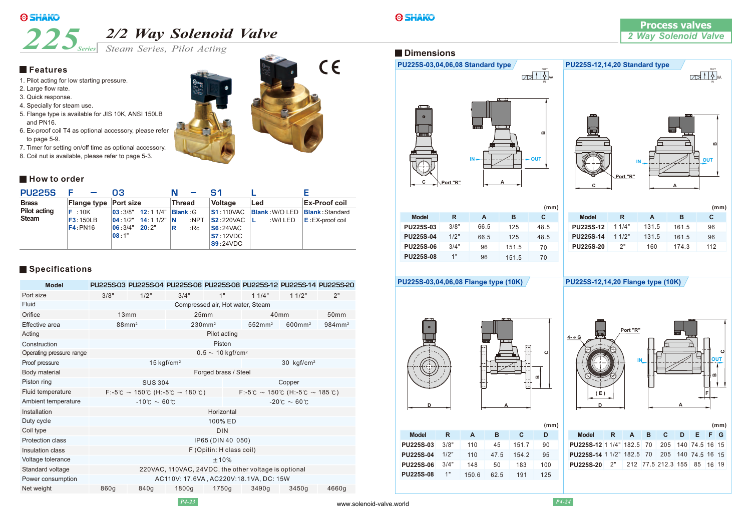# 225 Series 2/2 Way Solenoid Valve

*Steam Series, Pilot Acting*

## Features

1. Pilot acting for low starting pressure.
2. Large flow rate.
3. Quick response.
4. Specially for steam use.
5. Flange type is available for JIS 10K, ANSI 150LB and PN16.
6. Ex-proof coil T4 as optional accessory, please refer to page 5-9.
7. Timer for setting on/off time as optional accessory.
8. Coil nut is available, please refer to page 5-3.

## How to order

**PU225S F — 03 N — S1 L E**

| PU225S | F | 03 | N | S1 | L | E |
|---|---|---|---|---|---|---|
| Brass Pilot acting Steam | Flange type | Port size | Thread | Voltage | Led | Ex-Proof coil |
| | F :10K<br>F3:150LB<br>F4:PN16 | 03:3/8" 12:1 1/4"<br>04:1/2" 14:1 1/2"<br>06:3/4" 20:2"<br>08:1" | Blank:G<br>N :NPT<br>R :Rc | S1:110VAC<br>S2:220VAC<br>S6:24VAC<br>S7:12VDC<br>S9:24VDC | Blank:W/O LED<br>L :W/I LED | Blank:Standard<br>E:EX-proof coil |

## Specifications

| Model | PU225S-03 | PU225S-04 | PU225S-06 | PU225S-08 | PU225S-12 | PU225S-14 | PU225S-20 |
|---|---|---|---|---|---|---|---|
| Port size | 3/8" | 1/2" | 3/4" | 1" | 1 1/4" | 1 1/2" | 2" |
| Fluid | Compressed air, Hot water, Steam | | | | | | |
| Orifice | 13mm | | 25mm | | 40mm | | 50mm |
| Effective area | 88mm² | | 230mm² | | 552mm² | 600mm² | 984mm² |
| Acting | Pilot acting | | | | | | |
| Construction | Piston | | | | | | |
| Operating pressure range | 0.5 ～ 10 kgf/cm² | | | | | | |
| Proof pressure | 15 kgf/cm² | | | | 30 kgf/cm² | | |
| Body material | Forged brass / Steel | | | | | | |
| Piston ring | SUS 304 | | | | Copper | | |
| Fluid temperature | F:-5℃ ～ 150℃ (H:-5℃ ～ 180℃) | | | | F:-5℃ ～ 150℃ (H:-5℃ ～ 185℃) | | |
| Ambient temperature | -10℃ ～ 60℃ | | | | -20℃ ～ 60℃ | | |
| Installation | Horizontal | | | | | | |
| Duty cycle | 100% ED | | | | | | |
| Coil type | DIN | | | | | | |
| Protection class | IP65 (DIN 40 050) | | | | | | |
| Insulation class | F (Opitin: H class coil) | | | | | | |
| Voltage tolerance | ±10% | | | | | | |
| Standard voltage | 220VAC, 110VAC, 24VDC, the other voltage is optional | | | | | | |
| Power consumption | AC110V: 17.6VA , AC220V:18.1VA, DC: 15W | | | | | | |
| Net weight | 860g | 840g | 1800g | 1750g | 3490g | 3450g | 4660g |

# Process valves

## 2 Way Solenoid Valve

## Dimensions

### PU225S-03,04,06,08 Standard type

(mm)

| Model | R | A | B | C |
|---|---|---|---|---|
| PU225S-03 | 3/8" | 66.5 | 125 | 48.5 |
| PU225S-04 | 1/2" | 66.5 | 125 | 48.5 |
| PU225S-06 | 3/4" | 96 | 151.5 | 70 |
| PU225S-08 | 1" | 96 | 151.5 | 70 |

### PU225S-12,14,20 Standard type

(mm)

| Model | R | A | B | C |
|---|---|---|---|---|
| PU225S-12 | 1 1/4" | 131.5 | 161.5 | 96 |
| PU225S-14 | 1 1/2" | 131.5 | 161.5 | 96 |
| PU225S-20 | 2" | 160 | 174.3 | 112 |

### PU225S-03,04,06,08 Flange type (10K)

(mm)

| Model | R | A | B | C | D |
|---|---|---|---|---|---|
| PU225S-03 | 3/8" | 110 | 45 | 151.7 | 90 |
| PU225S-04 | 1/2" | 110 | 47.5 | 154.2 | 95 |
| PU225S-06 | 3/4" | 148 | 50 | 183 | 100 |
| PU225S-08 | 1" | 150.6 | 62.5 | 191 | 125 |

### PU225S-12,14,20 Flange type (10K)

(mm)

| Model | R | A | B | C | D | E | F | G |
|---|---|---|---|---|---|---|---|---|
| PU225S-12 | 1 1/4" | 182.5 | 70 | 205 | 140 | 74.5 | 16 | 15 |
| PU225S-14 | 1 1/2" | 182.5 | 70 | 205 | 140 | 74.5 | 16 | 15 |
| PU225S-20 | 2" | 212 | 77.5 | 212.3 | 155 | 85 | 16 | 19 |

www.solenoid-valve.world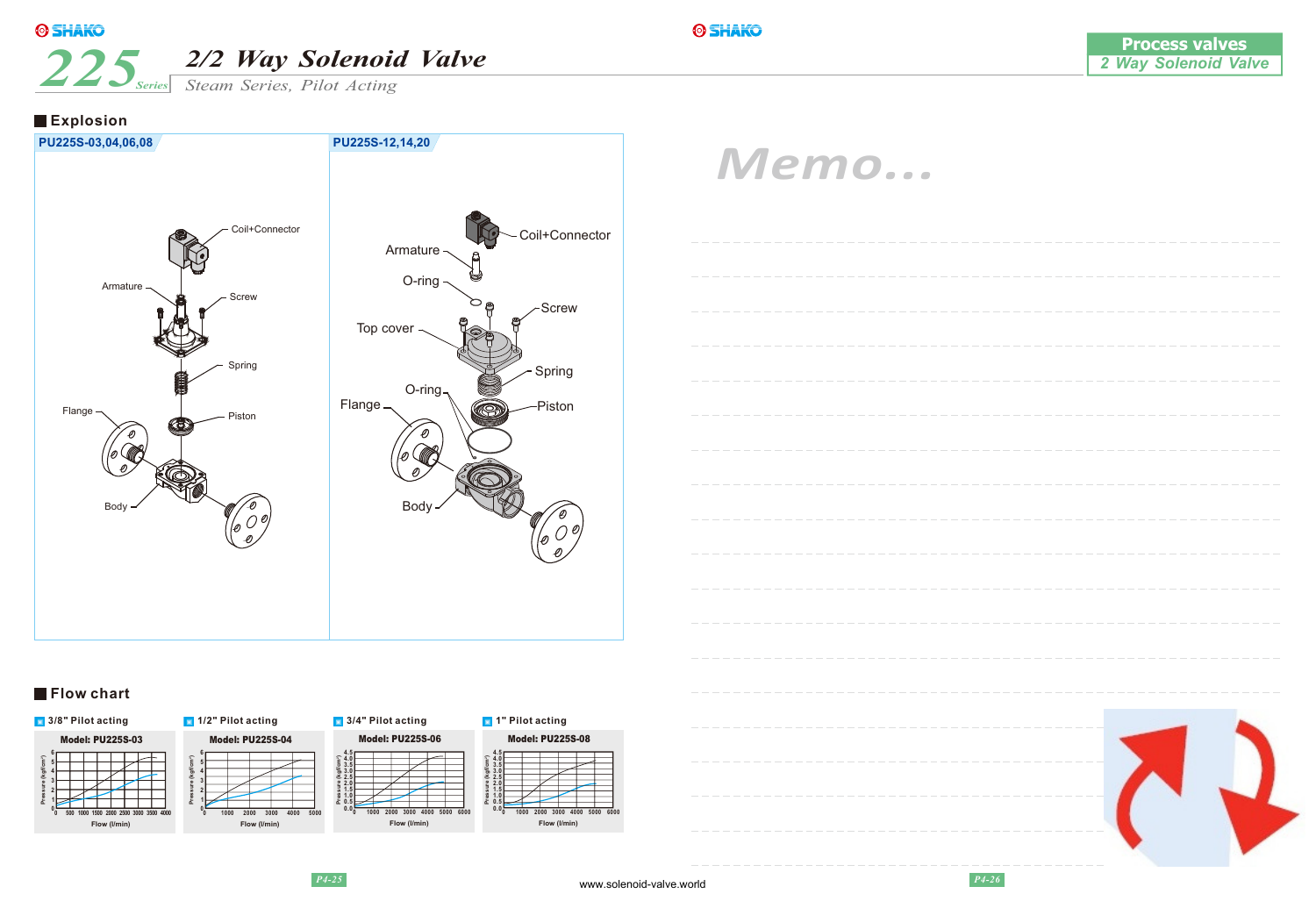# 225 Series 2/2 Way Solenoid Valve

*Steam Series, Pilot Acting*

Process valves
2 Way Solenoid Valve

## Explosion

**PU225S-03,04,06,08**

Coil+Connector
Armature
Screw
Spring
Flange
Piston
Body

**PU225S-12,14,20**

Coil+Connector
Armature
O-ring
Screw
Top cover
Spring
O-ring
Flange
Piston
Body

## Flow chart

**3/8" Pilot acting**

Model: PU225S-03

Pressure (kgf/cm²)
0 1 2 3 4 5 6
0 500 1000 1500 2000 2500 3000 3500 4000
Flow (l/min)

**1/2" Pilot acting**

Model: PU225S-04

Pressure (kgf/cm²)
0 1 2 3 4 5 6
0 1000 2000 3000 4000 5000
Flow (l/min)

**3/4" Pilot acting**

Model: PU225S-06

Pressure (kgf/cm²)
0.0 0.5 1.0 1.5 2.0 2.5 3.0 3.5 4.0 4.5
0 1000 2000 3000 4000 5000 6000
Flow (l/min)

**1" Pilot acting**

Model: PU225S-08

Pressure (kgf/cm²)
0.0 0.5 1.0 1.5 2.0 2.5 3.0 3.5 4.0 4.5
0 1000 2000 3000 4000 5000 6000
Flow (l/min)

Memo...

www.solenoid-valve.world